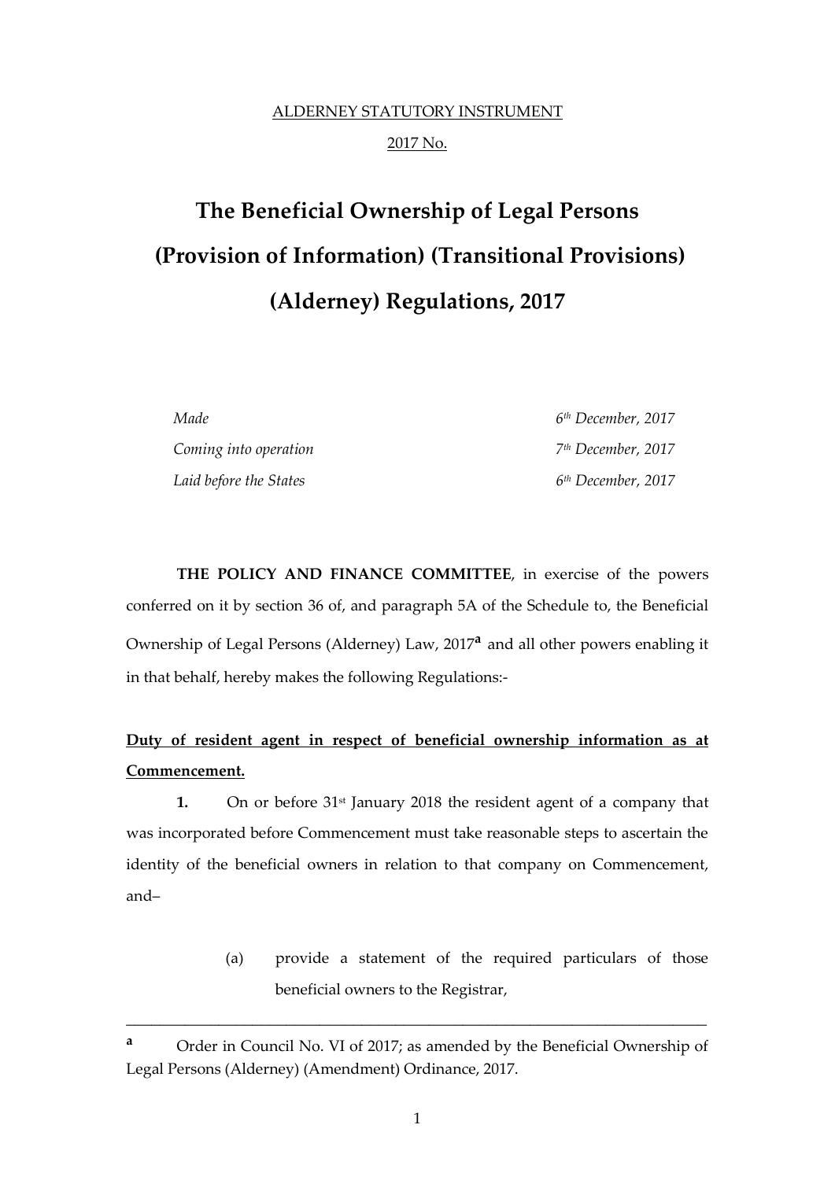ALDERNEY STATUTORY INSTRUMENT

2017 No.

# The Beneficial Ownership of Legal Persons (Provision of Information) (Transitional Provisions) (Alderney) Regulations, 2017

| | |
|---|---|
| *Made* | *6th December, 2017* |
| *Coming into operation* | *7th December, 2017* |
| *Laid before the States* | *6th December, 2017* |

**THE POLICY AND FINANCE COMMITTEE**, in exercise of the powers conferred on it by section 36 of, and paragraph 5A of the Schedule to, the Beneficial Ownership of Legal Persons (Alderney) Law, 2017[a] and all other powers enabling it in that behalf, hereby makes the following Regulations:-

**Duty of resident agent in respect of beneficial ownership information as at Commencement.**

**1.** On or before 31st January 2018 the resident agent of a company that was incorporated before Commencement must take reasonable steps to ascertain the identity of the beneficial owners in relation to that company on Commencement, and–

(a) provide a statement of the required particulars of those beneficial owners to the Registrar,

---

[a] Order in Council No. VI of 2017; as amended by the Beneficial Ownership of Legal Persons (Alderney) (Amendment) Ordinance, 2017.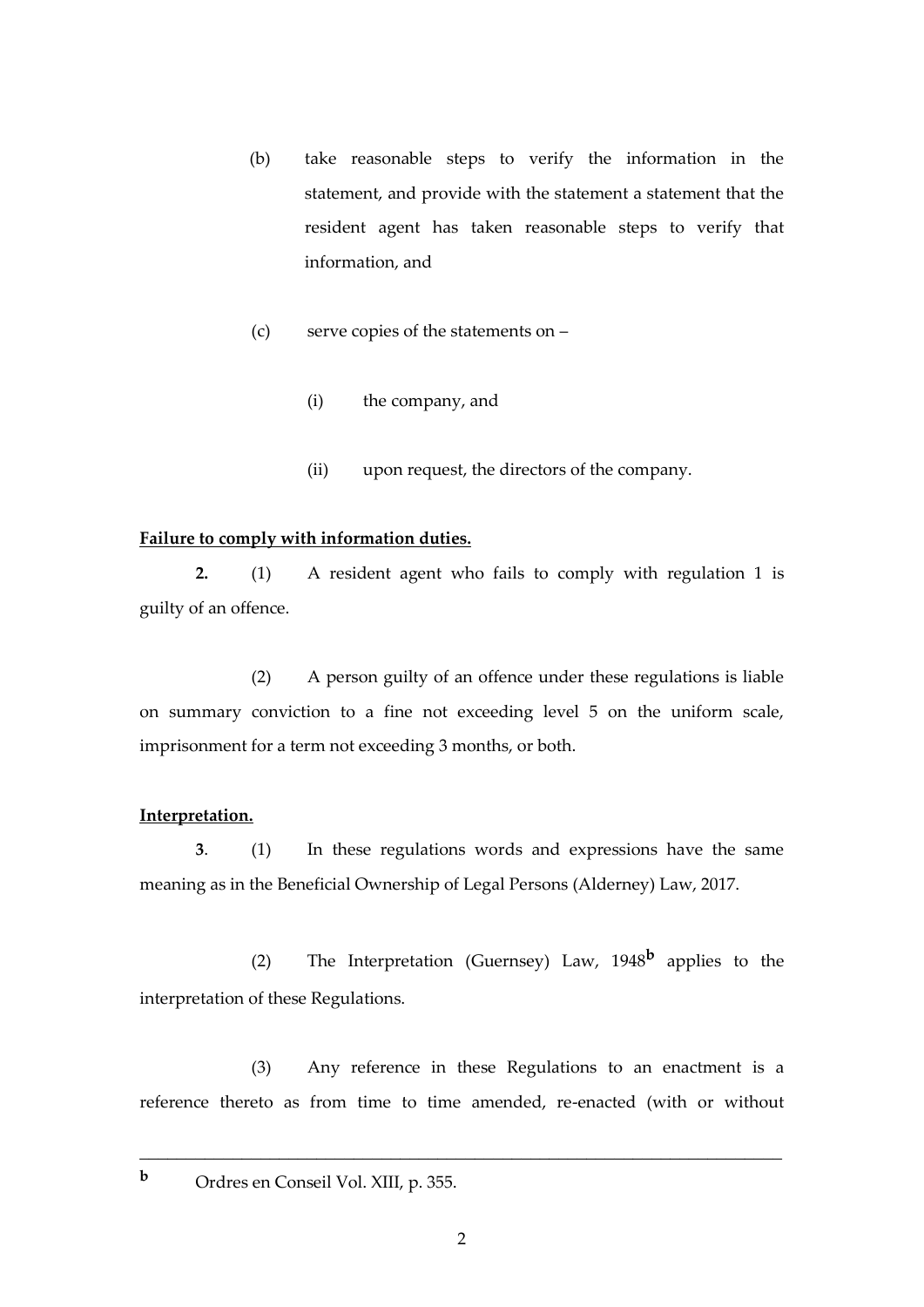(b) take reasonable steps to verify the information in the statement, and provide with the statement a statement that the resident agent has taken reasonable steps to verify that information, and

(c) serve copies of the statements on –

(i) the company, and

(ii) upon request, the directors of the company.

**Failure to comply with information duties.**

**2.** (1) A resident agent who fails to comply with regulation 1 is guilty of an offence.

(2) A person guilty of an offence under these regulations is liable on summary conviction to a fine not exceeding level 5 on the uniform scale, imprisonment for a term not exceeding 3 months, or both.

**Interpretation.**

**3**. (1) In these regulations words and expressions have the same meaning as in the Beneficial Ownership of Legal Persons (Alderney) Law, 2017.

(2) The Interpretation (Guernsey) Law, 1948[b] applies to the interpretation of these Regulations.

(3) Any reference in these Regulations to an enactment is a reference thereto as from time to time amended, re-enacted (with or without

---

[b] Ordres en Conseil Vol. XIII, p. 355.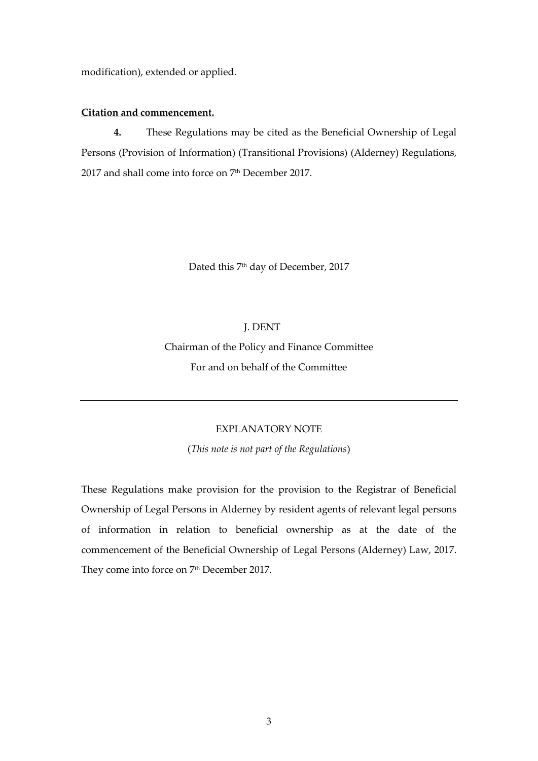modification), extended or applied.

**Citation and commencement.**

**4.** These Regulations may be cited as the Beneficial Ownership of Legal Persons (Provision of Information) (Transitional Provisions) (Alderney) Regulations, 2017 and shall come into force on 7th December 2017.

Dated this 7th day of December, 2017

J. DENT

Chairman of the Policy and Finance Committee

For and on behalf of the Committee

---

EXPLANATORY NOTE

(*This note is not part of the Regulations*)

These Regulations make provision for the provision to the Registrar of Beneficial Ownership of Legal Persons in Alderney by resident agents of relevant legal persons of information in relation to beneficial ownership as at the date of the commencement of the Beneficial Ownership of Legal Persons (Alderney) Law, 2017. They come into force on 7th December 2017.